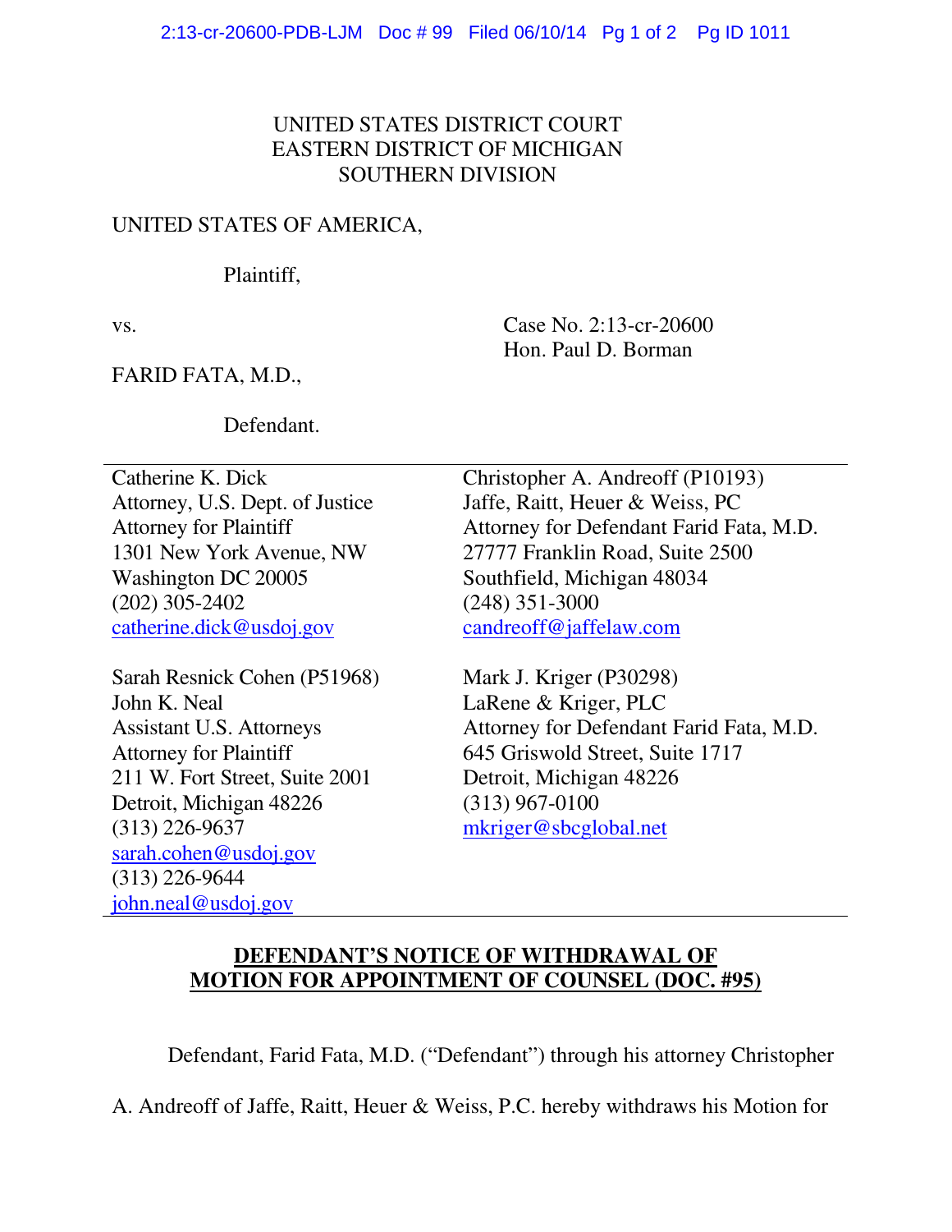UNITED STATES DISTRICT COURT
EASTERN DISTRICT OF MICHIGAN
SOUTHERN DIVISION

UNITED STATES OF AMERICA,

Plaintiff,

vs.

Case No. 2:13-cr-20600
Hon. Paul D. Borman

FARID FATA, M.D.,

Defendant.

| | |
|---|---|
| Catherine K. Dick<br>Attorney, U.S. Dept. of Justice<br>Attorney for Plaintiff<br>1301 New York Avenue, NW<br>Washington DC 20005<br>(202) 305-2402<br>catherine.dick@usdoj.gov | Christopher A. Andreoff (P10193)<br>Jaffe, Raitt, Heuer & Weiss, PC<br>Attorney for Defendant Farid Fata, M.D.<br>27777 Franklin Road, Suite 2500<br>Southfield, Michigan 48034<br>(248) 351-3000<br>candreoff@jaffelaw.com |
| Sarah Resnick Cohen (P51968)<br>John K. Neal<br>Assistant U.S. Attorneys<br>Attorney for Plaintiff<br>211 W. Fort Street, Suite 2001<br>Detroit, Michigan 48226<br>(313) 226-9637<br>sarah.cohen@usdoj.gov<br>(313) 226-9644<br>john.neal@usdoj.gov | Mark J. Kriger (P30298)<br>LaRene & Kriger, PLC<br>Attorney for Defendant Farid Fata, M.D.<br>645 Griswold Street, Suite 1717<br>Detroit, Michigan 48226<br>(313) 967-0100<br>mkriger@sbcglobal.net |

**DEFENDANT'S NOTICE OF WITHDRAWAL OF MOTION FOR APPOINTMENT OF COUNSEL (DOC. #95)**

Defendant, Farid Fata, M.D. ("Defendant") through his attorney Christopher A. Andreoff of Jaffe, Raitt, Heuer & Weiss, P.C. hereby withdraws his Motion for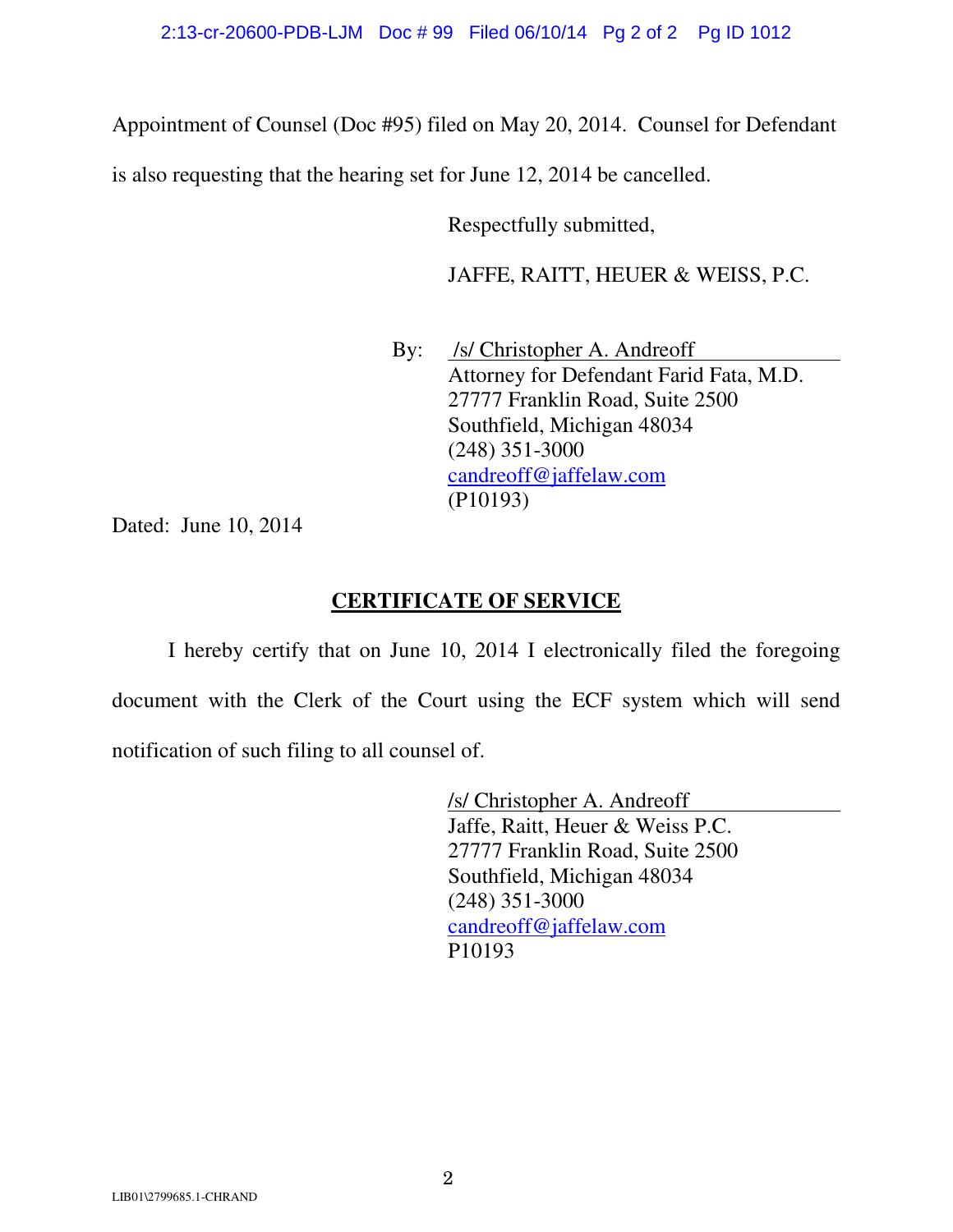Appointment of Counsel (Doc #95) filed on May 20, 2014. Counsel for Defendant is also requesting that the hearing set for June 12, 2014 be cancelled.

Respectfully submitted,

JAFFE, RAITT, HEUER & WEISS, P.C.

By: /s/ Christopher A. Andreoff
Attorney for Defendant Farid Fata, M.D.
27777 Franklin Road, Suite 2500
Southfield, Michigan 48034
(248) 351-3000
candreoff@jaffelaw.com
(P10193)

Dated: June 10, 2014

## CERTIFICATE OF SERVICE

I hereby certify that on June 10, 2014 I electronically filed the foregoing document with the Clerk of the Court using the ECF system which will send notification of such filing to all counsel of.

/s/ Christopher A. Andreoff
Jaffe, Raitt, Heuer & Weiss P.C.
27777 Franklin Road, Suite 2500
Southfield, Michigan 48034
(248) 351-3000
candreoff@jaffelaw.com
P10193

LIB01\2799685.1-CHRAND